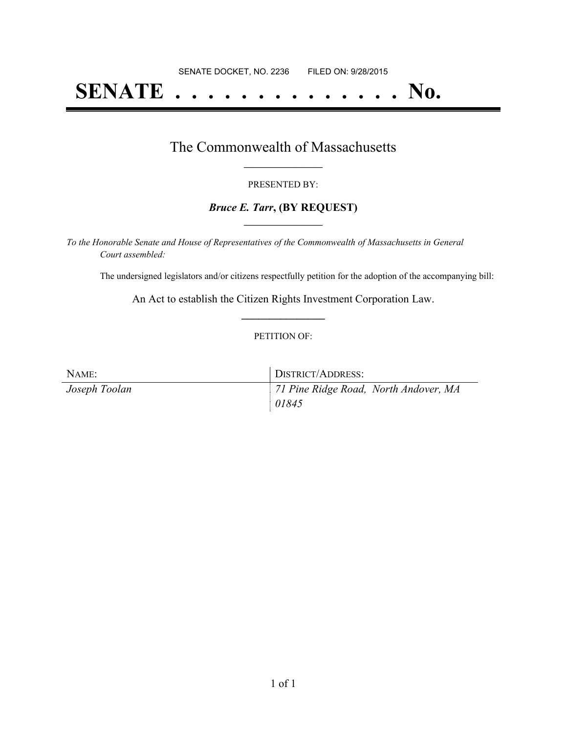SENATE DOCKET, NO. 2236        FILED ON: 9/28/2015

# SENATE . . . . . . . . . . . . . . No.

## The Commonwealth of Massachusetts

PRESENTED BY:

***Bruce E. Tarr*, (BY REQUEST)**

*To the Honorable Senate and House of Representatives of the Commonwealth of Massachusetts in General Court assembled:*

The undersigned legislators and/or citizens respectfully petition for the adoption of the accompanying bill:

An Act to establish the Citizen Rights Investment Corporation Law.

PETITION OF:

| NAME: | DISTRICT/ADDRESS: |
| --- | --- |
| *Joseph Toolan* | *71 Pine Ridge Road, North Andover, MA 01845* |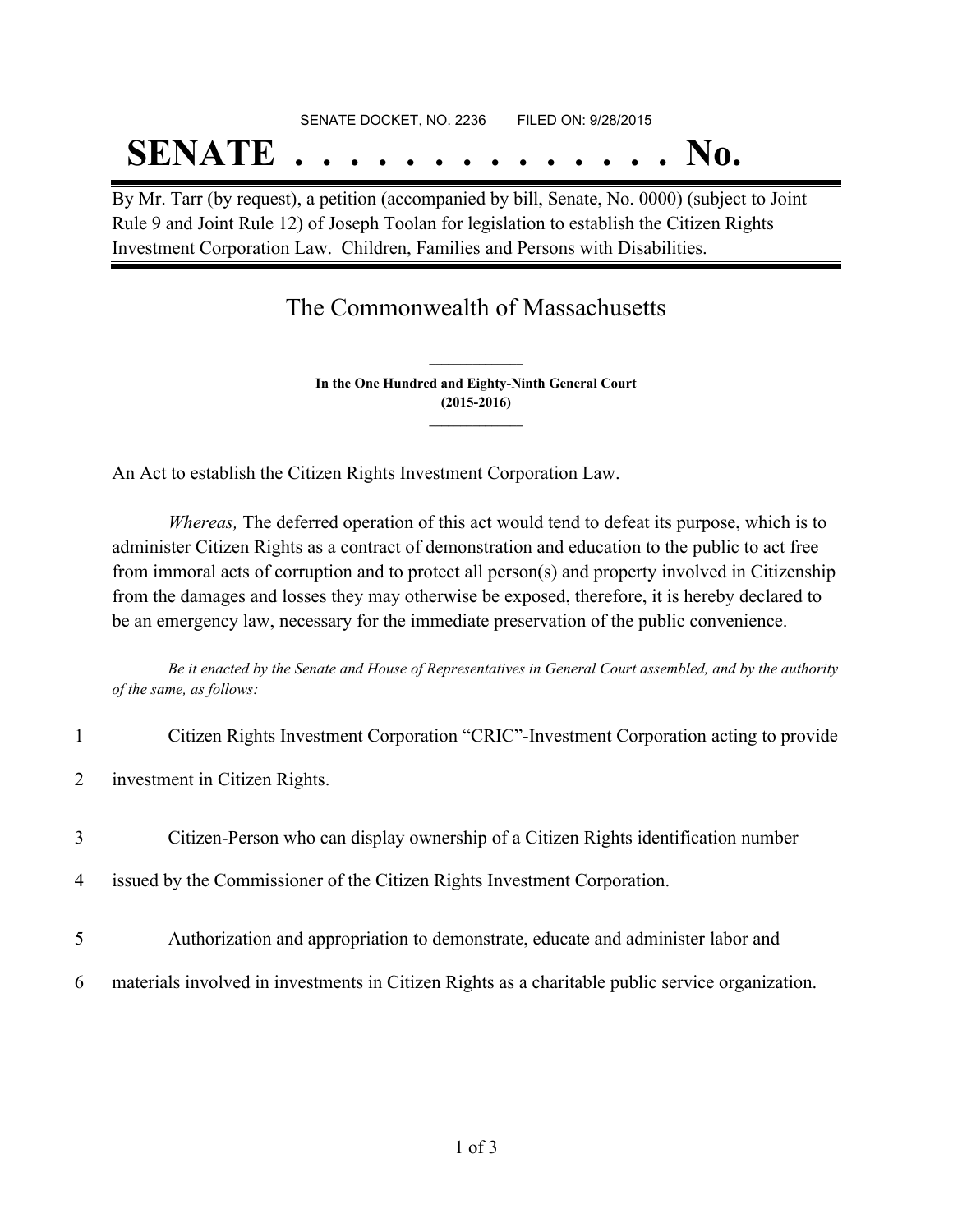SENATE DOCKET, NO. 2236        FILED ON: 9/28/2015

# SENATE . . . . . . . . . . . . . . No.

By Mr. Tarr (by request), a petition (accompanied by bill, Senate, No. 0000) (subject to Joint Rule 9 and Joint Rule 12) of Joseph Toolan for legislation to establish the Citizen Rights Investment Corporation Law. Children, Families and Persons with Disabilities.

## The Commonwealth of Massachusetts

**In the One Hundred and Eighty-Ninth General Court**
**(2015-2016)**

An Act to establish the Citizen Rights Investment Corporation Law.

*Whereas,* The deferred operation of this act would tend to defeat its purpose, which is to administer Citizen Rights as a contract of demonstration and education to the public to act free from immoral acts of corruption and to protect all person(s) and property involved in Citizenship from the damages and losses they may otherwise be exposed, therefore, it is hereby declared to be an emergency law, necessary for the immediate preservation of the public convenience.

*Be it enacted by the Senate and House of Representatives in General Court assembled, and by the authority of the same, as follows:*

1 Citizen Rights Investment Corporation "CRIC"-Investment Corporation acting to provide
2 investment in Citizen Rights.

3 Citizen-Person who can display ownership of a Citizen Rights identification number
4 issued by the Commissioner of the Citizen Rights Investment Corporation.

5 Authorization and appropriation to demonstrate, educate and administer labor and
6 materials involved in investments in Citizen Rights as a charitable public service organization.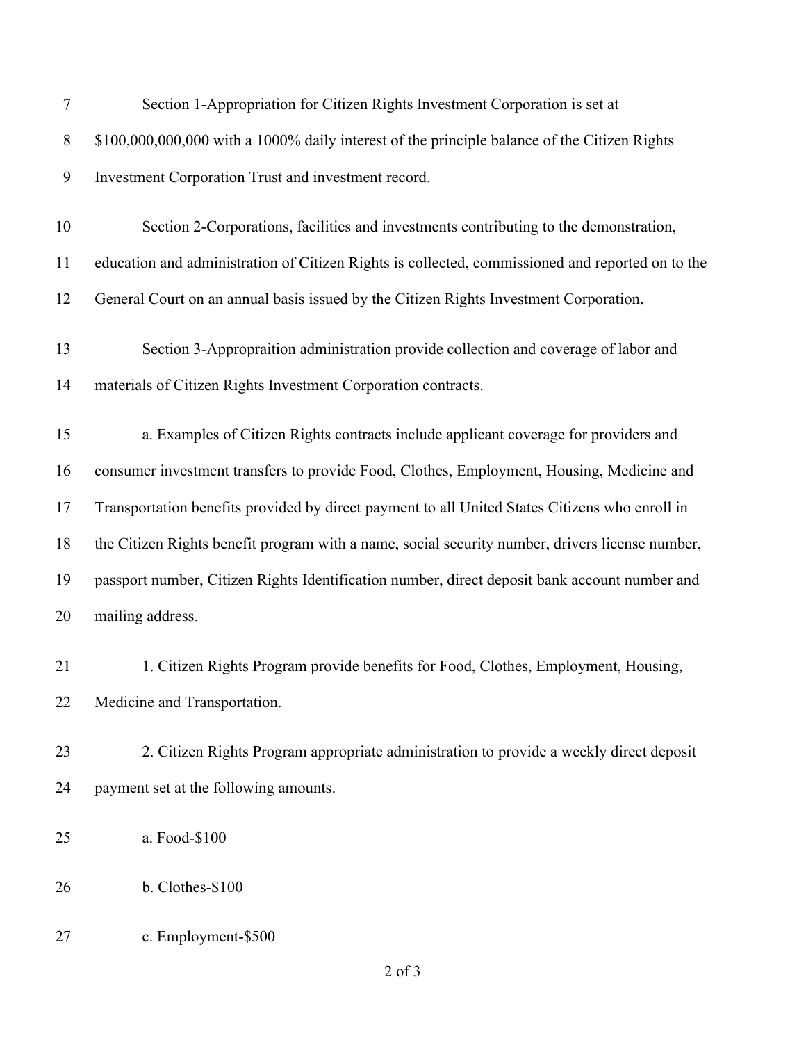Section 1-Appropriation for Citizen Rights Investment Corporation is set at $100,000,000,000 with a 1000% daily interest of the principle balance of the Citizen Rights Investment Corporation Trust and investment record.

Section 2-Corporations, facilities and investments contributing to the demonstration, education and administration of Citizen Rights is collected, commissioned and reported on to the General Court on an annual basis issued by the Citizen Rights Investment Corporation.

Section 3-Appropraition administration provide collection and coverage of labor and materials of Citizen Rights Investment Corporation contracts.

a. Examples of Citizen Rights contracts include applicant coverage for providers and consumer investment transfers to provide Food, Clothes, Employment, Housing, Medicine and Transportation benefits provided by direct payment to all United States Citizens who enroll in the Citizen Rights benefit program with a name, social security number, drivers license number, passport number, Citizen Rights Identification number, direct deposit bank account number and mailing address.

1. Citizen Rights Program provide benefits for Food, Clothes, Employment, Housing, Medicine and Transportation.

2. Citizen Rights Program appropriate administration to provide a weekly direct deposit payment set at the following amounts.

a. Food-$100

b. Clothes-$100

c. Employment-$500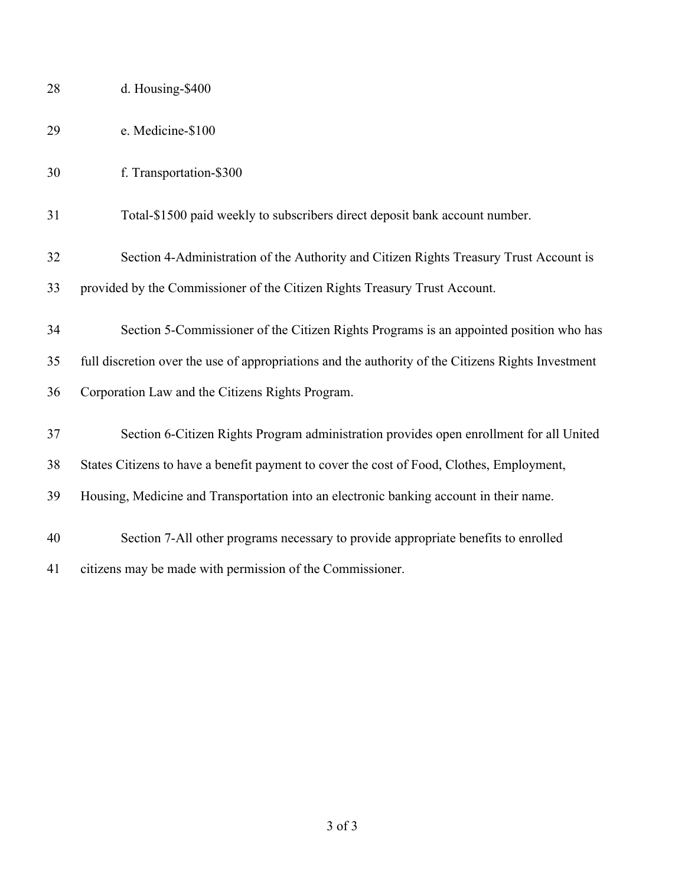d. Housing-$400

e. Medicine-$100

f. Transportation-$300

Total-$1500 paid weekly to subscribers direct deposit bank account number.

Section 4-Administration of the Authority and Citizen Rights Treasury Trust Account is provided by the Commissioner of the Citizen Rights Treasury Trust Account.

Section 5-Commissioner of the Citizen Rights Programs is an appointed position who has full discretion over the use of appropriations and the authority of the Citizens Rights Investment Corporation Law and the Citizens Rights Program.

Section 6-Citizen Rights Program administration provides open enrollment for all United States Citizens to have a benefit payment to cover the cost of Food, Clothes, Employment, Housing, Medicine and Transportation into an electronic banking account in their name.

Section 7-All other programs necessary to provide appropriate benefits to enrolled citizens may be made with permission of the Commissioner.